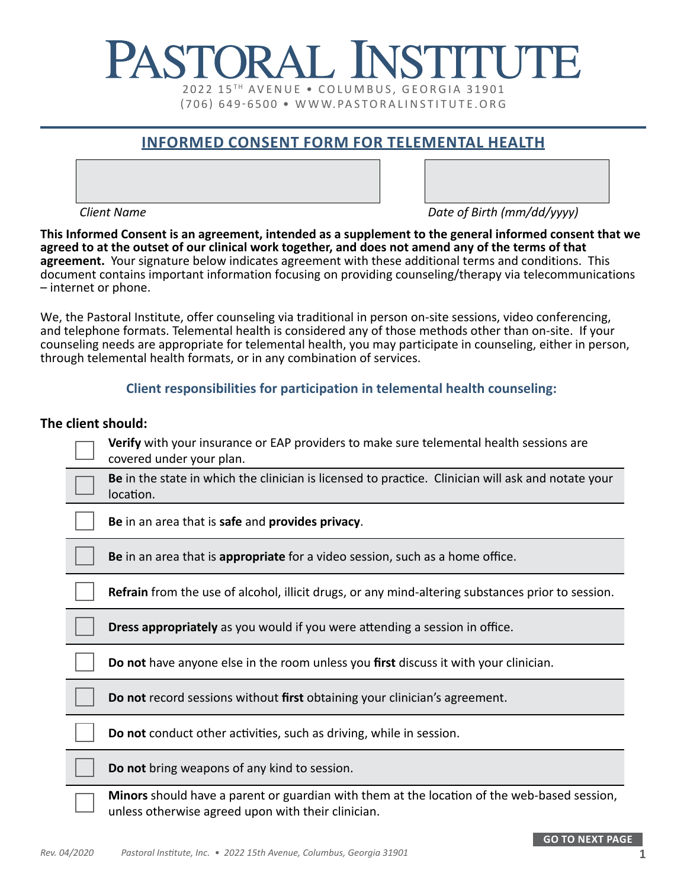# PASTORAL INSTITUTE

2022 15TH AVENUE • COLUMBUS, GEORGIA 31901
(706) 649-6500 • WWW.PASTORALINSTITUTE.ORG

## INFORMED CONSENT FORM FOR TELEMENTAL HEALTH

| | |
|---|---|
| | |
| *Client Name* | *Date of Birth (mm/dd/yyyy)* |

**This Informed Consent is an agreement, intended as a supplement to the general informed consent that we agreed to at the outset of our clinical work together, and does not amend any of the terms of that agreement.** Your signature below indicates agreement with these additional terms and conditions. This document contains important information focusing on providing counseling/therapy via telecommunications – internet or phone.

We, the Pastoral Institute, offer counseling via traditional in person on-site sessions, video conferencing, and telephone formats. Telemental health is considered any of those methods other than on-site. If your counseling needs are appropriate for telemental health, you may participate in counseling, either in person, through telemental health formats, or in any combination of services.

### Client responsibilities for participation in telemental health counseling:

**The client should:**

- [ ] **Verify** with your insurance or EAP providers to make sure telemental health sessions are covered under your plan.
- [ ] **Be** in the state in which the clinician is licensed to practice. Clinician will ask and notate your location.
- [ ] **Be** in an area that is **safe** and **provides privacy**.
- [ ] **Be** in an area that is **appropriate** for a video session, such as a home office.
- [ ] **Refrain** from the use of alcohol, illicit drugs, or any mind-altering substances prior to session.
- [ ] **Dress appropriately** as you would if you were attending a session in office.
- [ ] **Do not** have anyone else in the room unless you **first** discuss it with your clinician.
- [ ] **Do not** record sessions without **first** obtaining your clinician's agreement.
- [ ] **Do not** conduct other activities, such as driving, while in session.
- [ ] **Do not** bring weapons of any kind to session.
- [ ] **Minors** should have a parent or guardian with them at the location of the web-based session, unless otherwise agreed upon with their clinician.

**GO TO NEXT PAGE**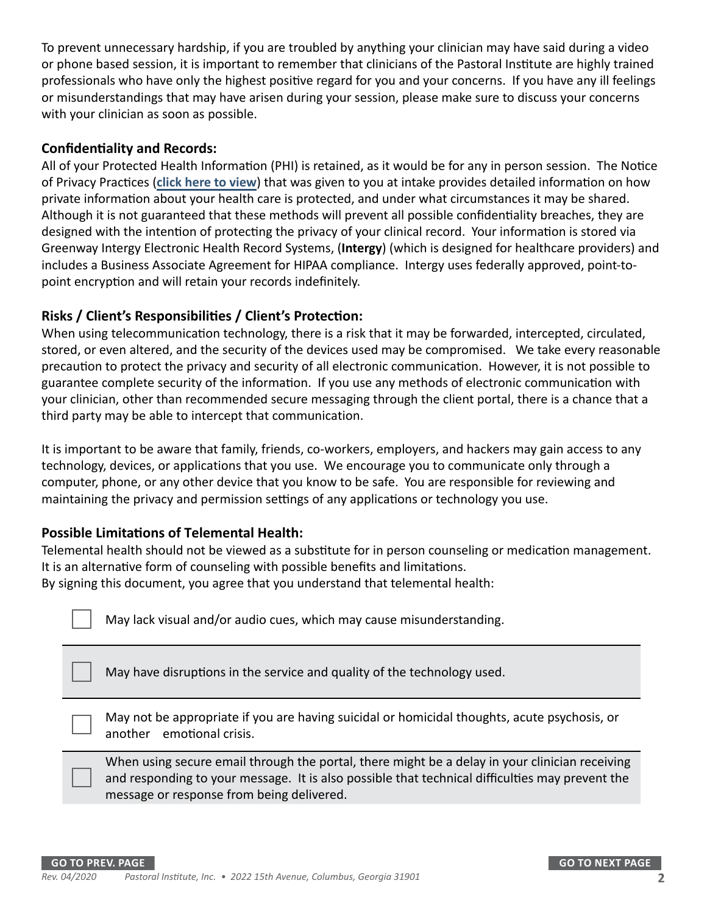To prevent unnecessary hardship, if you are troubled by anything your clinician may have said during a video or phone based session, it is important to remember that clinicians of the Pastoral Institute are highly trained professionals who have only the highest positive regard for you and your concerns. If you have any ill feelings or misunderstandings that may have arisen during your session, please make sure to discuss your concerns with your clinician as soon as possible.

## Confidentiality and Records:

All of your Protected Health Information (PHI) is retained, as it would be for any in person session. The Notice of Privacy Practices (**click here to view**) that was given to you at intake provides detailed information on how private information about your health care is protected, and under what circumstances it may be shared. Although it is not guaranteed that these methods will prevent all possible confidentiality breaches, they are designed with the intention of protecting the privacy of your clinical record. Your information is stored via Greenway Intergy Electronic Health Record Systems, (**Intergy**) (which is designed for healthcare providers) and includes a Business Associate Agreement for HIPAA compliance. Intergy uses federally approved, point-to-point encryption and will retain your records indefinitely.

## Risks / Client's Responsibilities / Client's Protection:

When using telecommunication technology, there is a risk that it may be forwarded, intercepted, circulated, stored, or even altered, and the security of the devices used may be compromised. We take every reasonable precaution to protect the privacy and security of all electronic communication. However, it is not possible to guarantee complete security of the information. If you use any methods of electronic communication with your clinician, other than recommended secure messaging through the client portal, there is a chance that a third party may be able to intercept that communication.

It is important to be aware that family, friends, co-workers, employers, and hackers may gain access to any technology, devices, or applications that you use. We encourage you to communicate only through a computer, phone, or any other device that you know to be safe. You are responsible for reviewing and maintaining the privacy and permission settings of any applications or technology you use.

## Possible Limitations of Telemental Health:

Telemental health should not be viewed as a substitute for in person counseling or medication management. It is an alternative form of counseling with possible benefits and limitations.
By signing this document, you agree that you understand that telemental health:

- [ ] May lack visual and/or audio cues, which may cause misunderstanding.
- [ ] May have disruptions in the service and quality of the technology used.
- [ ] May not be appropriate if you are having suicidal or homicidal thoughts, acute psychosis, or another emotional crisis.
- [ ] When using secure email through the portal, there might be a delay in your clinician receiving and responding to your message. It is also possible that technical difficulties may prevent the message or response from being delivered.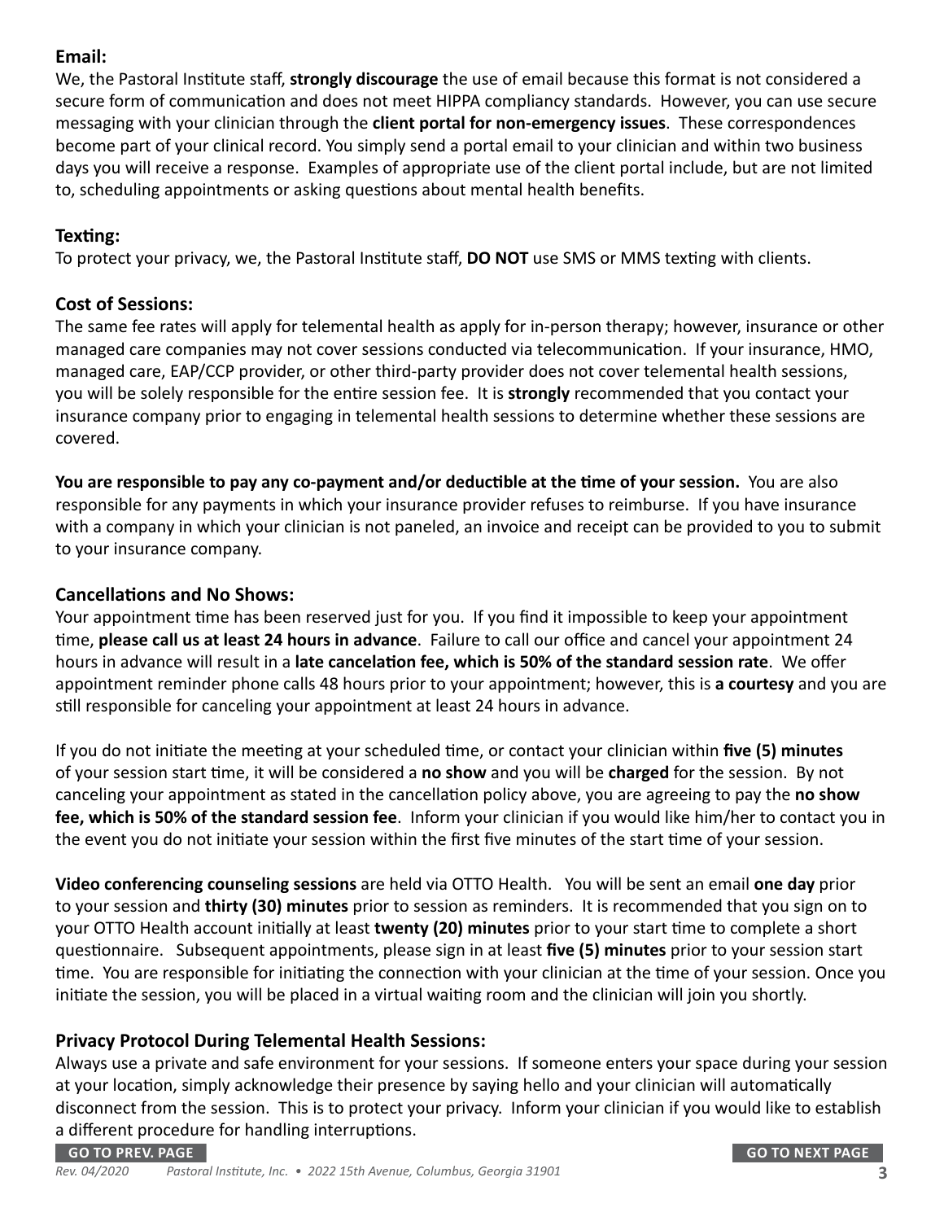**Email:**
We, the Pastoral Institute staff, **strongly discourage** the use of email because this format is not considered a secure form of communication and does not meet HIPPA compliancy standards. However, you can use secure messaging with your clinician through the **client portal for non-emergency issues**. These correspondences become part of your clinical record. You simply send a portal email to your clinician and within two business days you will receive a response. Examples of appropriate use of the client portal include, but are not limited to, scheduling appointments or asking questions about mental health benefits.

**Texting:**
To protect your privacy, we, the Pastoral Institute staff, **DO NOT** use SMS or MMS texting with clients.

**Cost of Sessions:**
The same fee rates will apply for telemental health as apply for in-person therapy; however, insurance or other managed care companies may not cover sessions conducted via telecommunication. If your insurance, HMO, managed care, EAP/CCP provider, or other third-party provider does not cover telemental health sessions, you will be solely responsible for the entire session fee. It is **strongly** recommended that you contact your insurance company prior to engaging in telemental health sessions to determine whether these sessions are covered.

**You are responsible to pay any co-payment and/or deductible at the time of your session.** You are also responsible for any payments in which your insurance provider refuses to reimburse. If you have insurance with a company in which your clinician is not paneled, an invoice and receipt can be provided to you to submit to your insurance company.

**Cancellations and No Shows:**
Your appointment time has been reserved just for you. If you find it impossible to keep your appointment time, **please call us at least 24 hours in advance**. Failure to call our office and cancel your appointment 24 hours in advance will result in a **late cancelation fee, which is 50% of the standard session rate**. We offer appointment reminder phone calls 48 hours prior to your appointment; however, this is **a courtesy** and you are still responsible for canceling your appointment at least 24 hours in advance.

If you do not initiate the meeting at your scheduled time, or contact your clinician within **five (5) minutes** of your session start time, it will be considered a **no show** and you will be **charged** for the session. By not canceling your appointment as stated in the cancellation policy above, you are agreeing to pay the **no show fee, which is 50% of the standard session fee**. Inform your clinician if you would like him/her to contact you in the event you do not initiate your session within the first five minutes of the start time of your session.

**Video conferencing counseling sessions** are held via OTTO Health. You will be sent an email **one day** prior to your session and **thirty (30) minutes** prior to session as reminders. It is recommended that you sign on to your OTTO Health account initially at least **twenty (20) minutes** prior to your start time to complete a short questionnaire. Subsequent appointments, please sign in at least **five (5) minutes** prior to your session start time. You are responsible for initiating the connection with your clinician at the time of your session. Once you initiate the session, you will be placed in a virtual waiting room and the clinician will join you shortly.

**Privacy Protocol During Telemental Health Sessions:**
Always use a private and safe environment for your sessions. If someone enters your space during your session at your location, simply acknowledge their presence by saying hello and your clinician will automatically disconnect from the session. This is to protect your privacy. Inform your clinician if you would like to establish a different procedure for handling interruptions.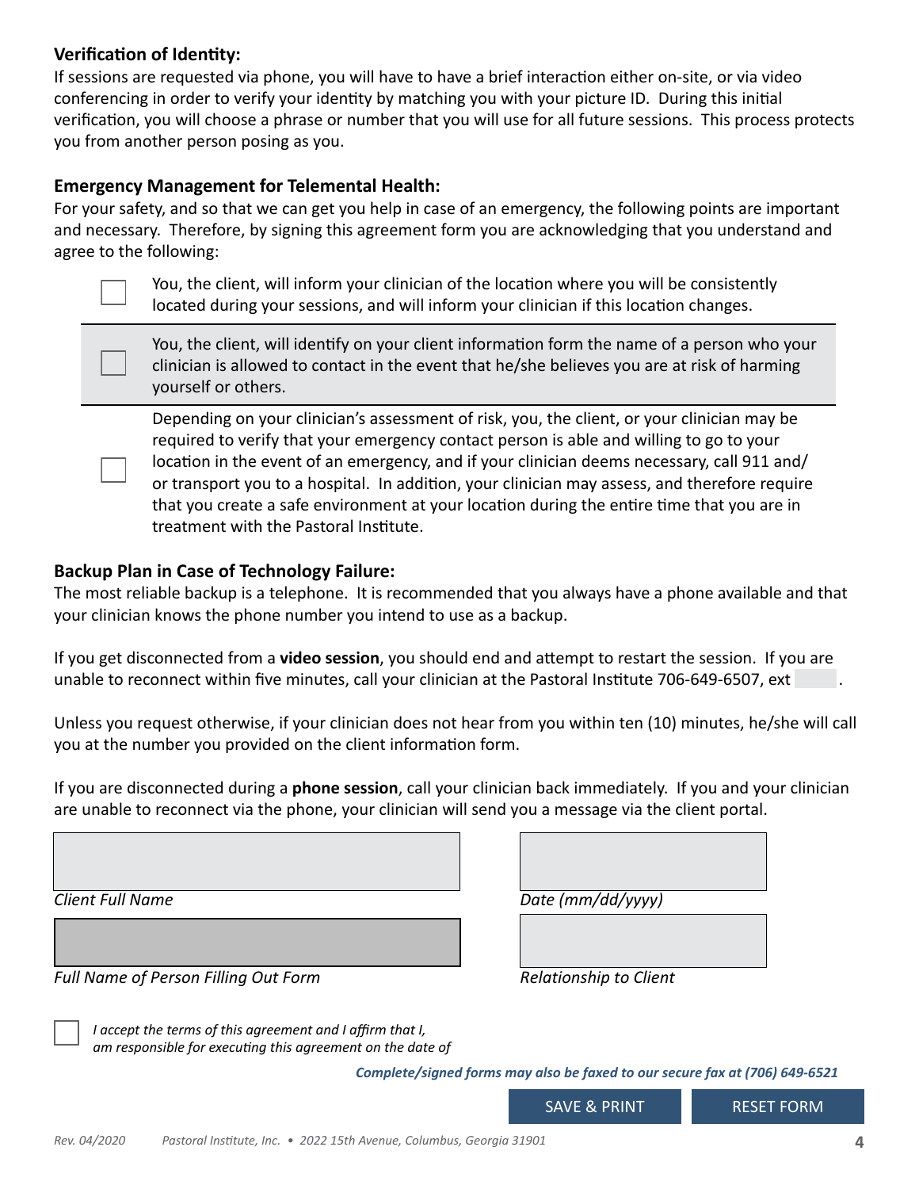### Verification of Identity:

If sessions are requested via phone, you will have to have a brief interaction either on-site, or via video conferencing in order to verify your identity by matching you with your picture ID. During this initial verification, you will choose a phrase or number that you will use for all future sessions. This process protects you from another person posing as you.

### Emergency Management for Telemental Health:

For your safety, and so that we can get you help in case of an emergency, the following points are important and necessary. Therefore, by signing this agreement form you are acknowledging that you understand and agree to the following:

- [ ] You, the client, will inform your clinician of the location where you will be consistently located during your sessions, and will inform your clinician if this location changes.
- [ ] You, the client, will identify on your client information form the name of a person who your clinician is allowed to contact in the event that he/she believes you are at risk of harming yourself or others.
- [ ] Depending on your clinician's assessment of risk, you, the client, or your clinician may be required to verify that your emergency contact person is able and willing to go to your location in the event of an emergency, and if your clinician deems necessary, call 911 and/or transport you to a hospital. In addition, your clinician may assess, and therefore require that you create a safe environment at your location during the entire time that you are in treatment with the Pastoral Institute.

### Backup Plan in Case of Technology Failure:

The most reliable backup is a telephone. It is recommended that you always have a phone available and that your clinician knows the phone number you intend to use as a backup.

If you get disconnected from a **video session**, you should end and attempt to restart the session. If you are unable to reconnect within five minutes, call your clinician at the Pastoral Institute 706-649-6507, ext ______.

Unless you request otherwise, if your clinician does not hear from you within ten (10) minutes, he/she will call you at the number you provided on the client information form.

If you are disconnected during a **phone session**, call your clinician back immediately. If you and your clinician are unable to reconnect via the phone, your clinician will send you a message via the client portal.

*Client Full Name* ______________________

*Date (mm/dd/yyyy)* ______________________

*Full Name of Person Filling Out Form* ______________________

*Relationship to Client* ______________________

- [ ] *I accept the terms of this agreement and I affirm that I, am responsible for executing this agreement on the date of*

***Complete/signed forms may also be faxed to our secure fax at (706) 649-6521***

SAVE & PRINT | RESET FORM

*Rev. 04/2020 Pastoral Institute, Inc. • 2022 15th Avenue, Columbus, Georgia 31901*